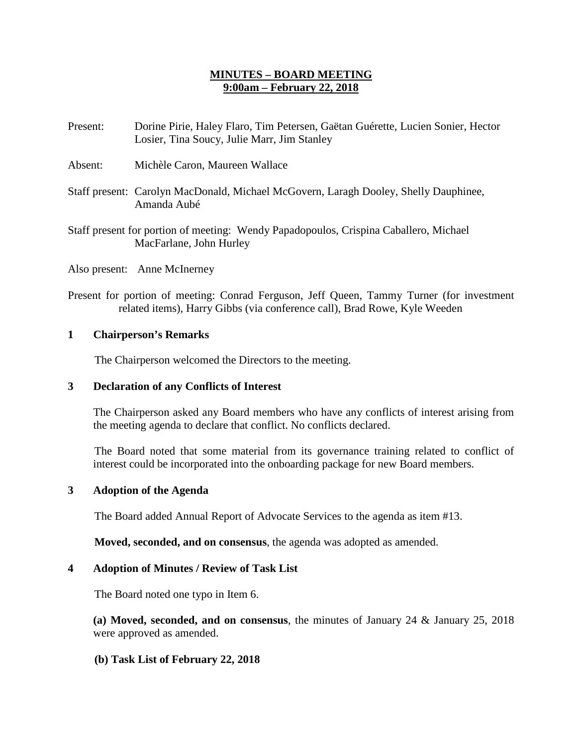# MINUTES – BOARD MEETING
## 9:00am – February 22, 2018

Present: Dorine Pirie, Haley Flaro, Tim Petersen, Gaëtan Guérette, Lucien Sonier, Hector Losier, Tina Soucy, Julie Marr, Jim Stanley

Absent: Michèle Caron, Maureen Wallace

Staff present: Carolyn MacDonald, Michael McGovern, Laragh Dooley, Shelly Dauphinee, Amanda Aubé

Staff present for portion of meeting: Wendy Papadopoulos, Crispina Caballero, Michael MacFarlane, John Hurley

Also present: Anne McInerney

Present for portion of meeting: Conrad Ferguson, Jeff Queen, Tammy Turner (for investment related items), Harry Gibbs (via conference call), Brad Rowe, Kyle Weeden

### 1 Chairperson's Remarks

The Chairperson welcomed the Directors to the meeting.

### 3 Declaration of any Conflicts of Interest

The Chairperson asked any Board members who have any conflicts of interest arising from the meeting agenda to declare that conflict. No conflicts declared.

The Board noted that some material from its governance training related to conflict of interest could be incorporated into the onboarding package for new Board members.

### 3 Adoption of the Agenda

The Board added Annual Report of Advocate Services to the agenda as item #13.

**Moved, seconded, and on consensus**, the agenda was adopted as amended.

### 4 Adoption of Minutes / Review of Task List

The Board noted one typo in Item 6.

**(a) Moved, seconded, and on consensus**, the minutes of January 24 & January 25, 2018 were approved as amended.

**(b) Task List of February 22, 2018**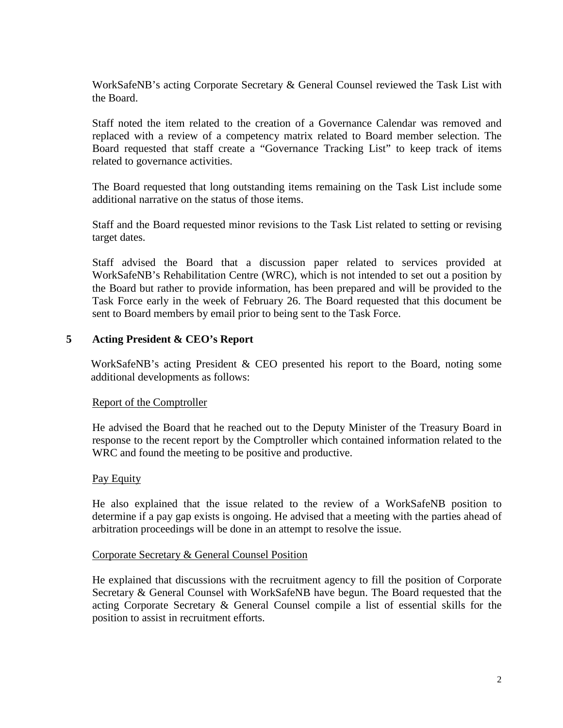WorkSafeNB's acting Corporate Secretary & General Counsel reviewed the Task List with the Board.

Staff noted the item related to the creation of a Governance Calendar was removed and replaced with a review of a competency matrix related to Board member selection. The Board requested that staff create a "Governance Tracking List" to keep track of items related to governance activities.

The Board requested that long outstanding items remaining on the Task List include some additional narrative on the status of those items.

Staff and the Board requested minor revisions to the Task List related to setting or revising target dates.

Staff advised the Board that a discussion paper related to services provided at WorkSafeNB's Rehabilitation Centre (WRC), which is not intended to set out a position by the Board but rather to provide information, has been prepared and will be provided to the Task Force early in the week of February 26. The Board requested that this document be sent to Board members by email prior to being sent to the Task Force.

## 5 Acting President & CEO's Report

WorkSafeNB's acting President & CEO presented his report to the Board, noting some additional developments as follows:

Report of the Comptroller

He advised the Board that he reached out to the Deputy Minister of the Treasury Board in response to the recent report by the Comptroller which contained information related to the WRC and found the meeting to be positive and productive.

Pay Equity

He also explained that the issue related to the review of a WorkSafeNB position to determine if a pay gap exists is ongoing. He advised that a meeting with the parties ahead of arbitration proceedings will be done in an attempt to resolve the issue.

Corporate Secretary & General Counsel Position

He explained that discussions with the recruitment agency to fill the position of Corporate Secretary & General Counsel with WorkSafeNB have begun. The Board requested that the acting Corporate Secretary & General Counsel compile a list of essential skills for the position to assist in recruitment efforts.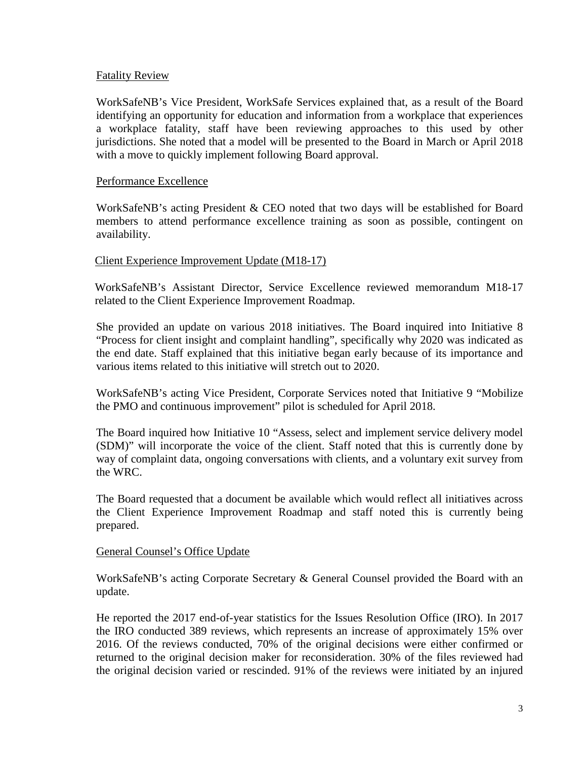Fatality Review

WorkSafeNB's Vice President, WorkSafe Services explained that, as a result of the Board identifying an opportunity for education and information from a workplace that experiences a workplace fatality, staff have been reviewing approaches to this used by other jurisdictions. She noted that a model will be presented to the Board in March or April 2018 with a move to quickly implement following Board approval.

Performance Excellence

WorkSafeNB's acting President & CEO noted that two days will be established for Board members to attend performance excellence training as soon as possible, contingent on availability.

Client Experience Improvement Update (M18-17)

WorkSafeNB's Assistant Director, Service Excellence reviewed memorandum M18-17 related to the Client Experience Improvement Roadmap.

She provided an update on various 2018 initiatives. The Board inquired into Initiative 8 "Process for client insight and complaint handling", specifically why 2020 was indicated as the end date. Staff explained that this initiative began early because of its importance and various items related to this initiative will stretch out to 2020.

WorkSafeNB's acting Vice President, Corporate Services noted that Initiative 9 "Mobilize the PMO and continuous improvement" pilot is scheduled for April 2018.

The Board inquired how Initiative 10 "Assess, select and implement service delivery model (SDM)" will incorporate the voice of the client. Staff noted that this is currently done by way of complaint data, ongoing conversations with clients, and a voluntary exit survey from the WRC.

The Board requested that a document be available which would reflect all initiatives across the Client Experience Improvement Roadmap and staff noted this is currently being prepared.

General Counsel's Office Update

WorkSafeNB's acting Corporate Secretary & General Counsel provided the Board with an update.

He reported the 2017 end-of-year statistics for the Issues Resolution Office (IRO). In 2017 the IRO conducted 389 reviews, which represents an increase of approximately 15% over 2016. Of the reviews conducted, 70% of the original decisions were either confirmed or returned to the original decision maker for reconsideration. 30% of the files reviewed had the original decision varied or rescinded. 91% of the reviews were initiated by an injured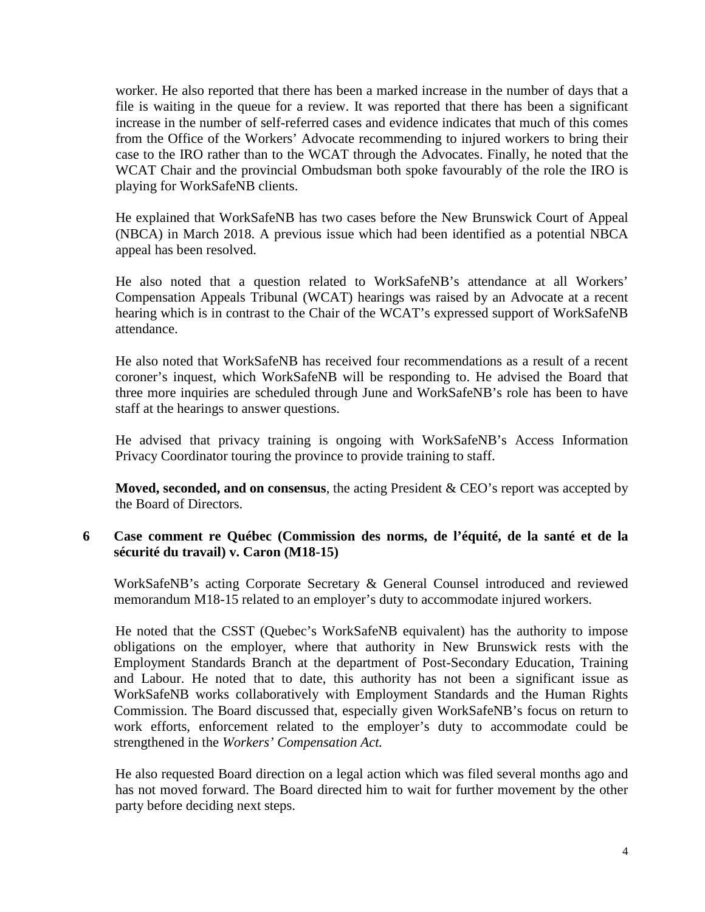worker. He also reported that there has been a marked increase in the number of days that a file is waiting in the queue for a review. It was reported that there has been a significant increase in the number of self-referred cases and evidence indicates that much of this comes from the Office of the Workers' Advocate recommending to injured workers to bring their case to the IRO rather than to the WCAT through the Advocates. Finally, he noted that the WCAT Chair and the provincial Ombudsman both spoke favourably of the role the IRO is playing for WorkSafeNB clients.

He explained that WorkSafeNB has two cases before the New Brunswick Court of Appeal (NBCA) in March 2018. A previous issue which had been identified as a potential NBCA appeal has been resolved.

He also noted that a question related to WorkSafeNB's attendance at all Workers' Compensation Appeals Tribunal (WCAT) hearings was raised by an Advocate at a recent hearing which is in contrast to the Chair of the WCAT's expressed support of WorkSafeNB attendance.

He also noted that WorkSafeNB has received four recommendations as a result of a recent coroner's inquest, which WorkSafeNB will be responding to. He advised the Board that three more inquiries are scheduled through June and WorkSafeNB's role has been to have staff at the hearings to answer questions.

He advised that privacy training is ongoing with WorkSafeNB's Access Information Privacy Coordinator touring the province to provide training to staff.

**Moved, seconded, and on consensus**, the acting President & CEO's report was accepted by the Board of Directors.

## 6 Case comment re Québec (Commission des norms, de l'équité, de la santé et de la sécurité du travail) v. Caron (M18-15)

WorkSafeNB's acting Corporate Secretary & General Counsel introduced and reviewed memorandum M18-15 related to an employer's duty to accommodate injured workers.

He noted that the CSST (Quebec's WorkSafeNB equivalent) has the authority to impose obligations on the employer, where that authority in New Brunswick rests with the Employment Standards Branch at the department of Post-Secondary Education, Training and Labour. He noted that to date, this authority has not been a significant issue as WorkSafeNB works collaboratively with Employment Standards and the Human Rights Commission. The Board discussed that, especially given WorkSafeNB's focus on return to work efforts, enforcement related to the employer's duty to accommodate could be strengthened in the *Workers' Compensation Act.*

He also requested Board direction on a legal action which was filed several months ago and has not moved forward. The Board directed him to wait for further movement by the other party before deciding next steps.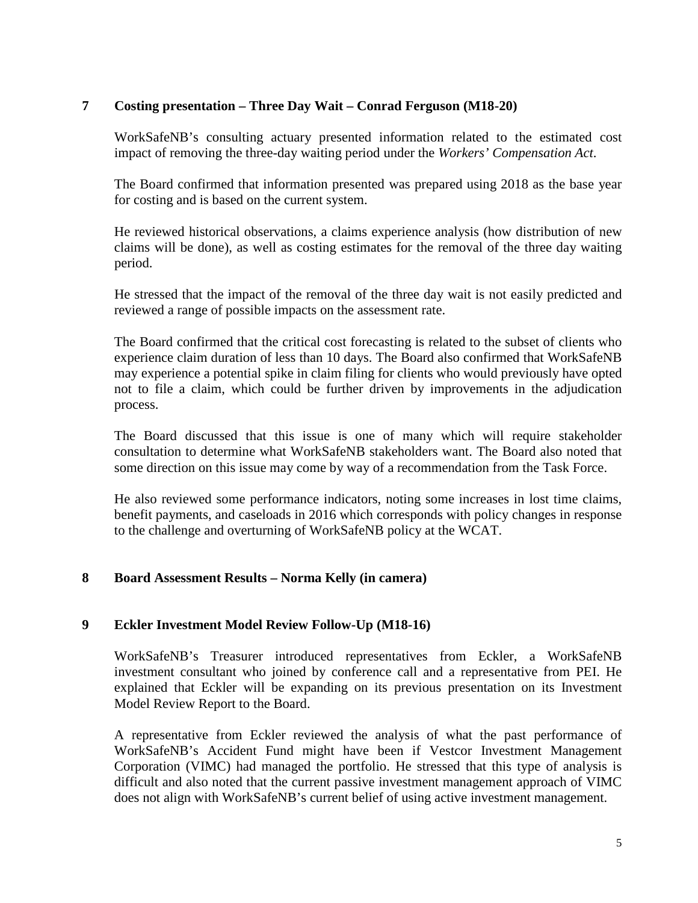## 7 Costing presentation – Three Day Wait – Conrad Ferguson (M18-20)

WorkSafeNB's consulting actuary presented information related to the estimated cost impact of removing the three-day waiting period under the *Workers' Compensation Act*.

The Board confirmed that information presented was prepared using 2018 as the base year for costing and is based on the current system.

He reviewed historical observations, a claims experience analysis (how distribution of new claims will be done), as well as costing estimates for the removal of the three day waiting period.

He stressed that the impact of the removal of the three day wait is not easily predicted and reviewed a range of possible impacts on the assessment rate.

The Board confirmed that the critical cost forecasting is related to the subset of clients who experience claim duration of less than 10 days. The Board also confirmed that WorkSafeNB may experience a potential spike in claim filing for clients who would previously have opted not to file a claim, which could be further driven by improvements in the adjudication process.

The Board discussed that this issue is one of many which will require stakeholder consultation to determine what WorkSafeNB stakeholders want. The Board also noted that some direction on this issue may come by way of a recommendation from the Task Force.

He also reviewed some performance indicators, noting some increases in lost time claims, benefit payments, and caseloads in 2016 which corresponds with policy changes in response to the challenge and overturning of WorkSafeNB policy at the WCAT.

## 8 Board Assessment Results – Norma Kelly (in camera)

## 9 Eckler Investment Model Review Follow-Up (M18-16)

WorkSafeNB's Treasurer introduced representatives from Eckler, a WorkSafeNB investment consultant who joined by conference call and a representative from PEI. He explained that Eckler will be expanding on its previous presentation on its Investment Model Review Report to the Board.

A representative from Eckler reviewed the analysis of what the past performance of WorkSafeNB's Accident Fund might have been if Vestcor Investment Management Corporation (VIMC) had managed the portfolio. He stressed that this type of analysis is difficult and also noted that the current passive investment management approach of VIMC does not align with WorkSafeNB's current belief of using active investment management.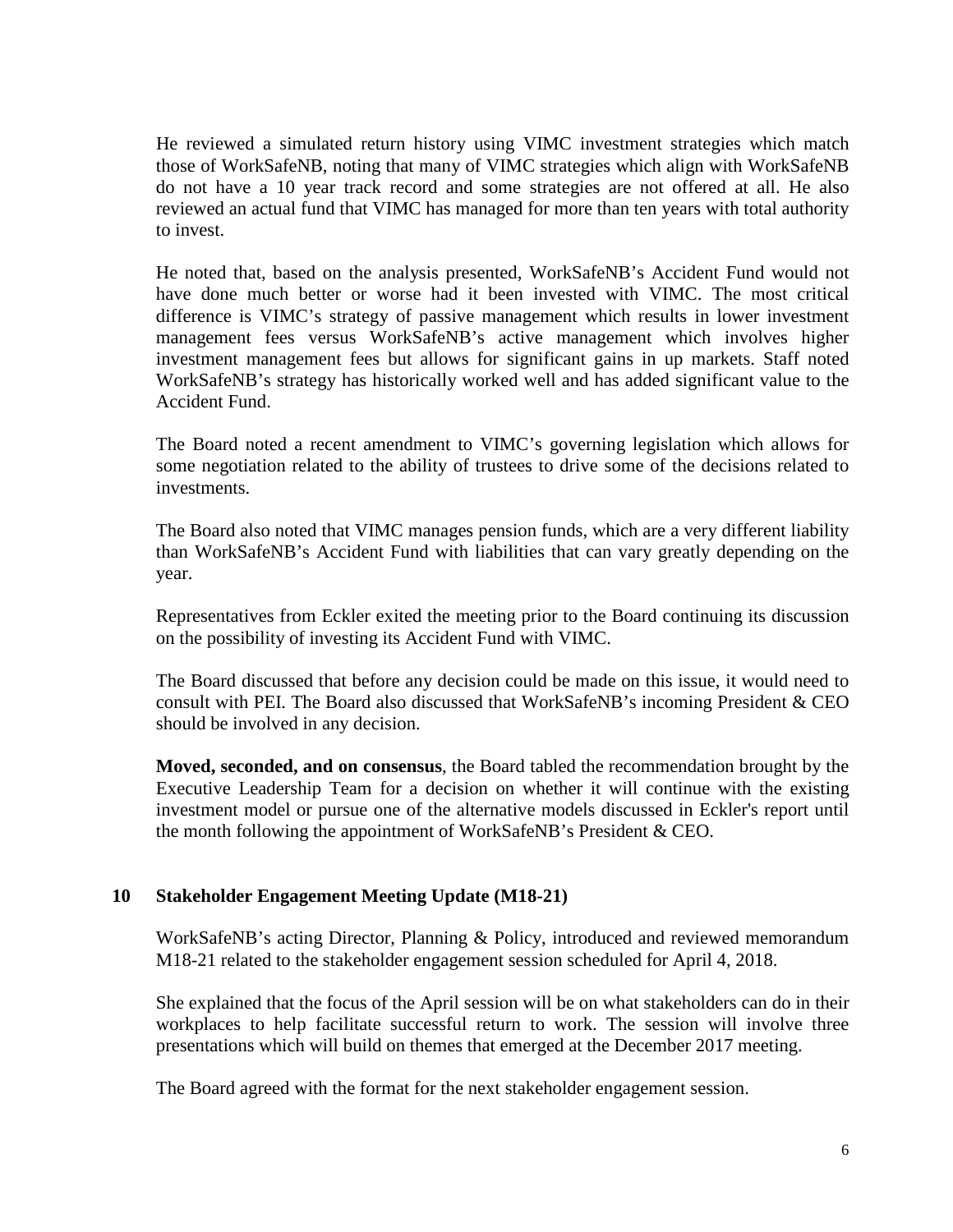He reviewed a simulated return history using VIMC investment strategies which match those of WorkSafeNB, noting that many of VIMC strategies which align with WorkSafeNB do not have a 10 year track record and some strategies are not offered at all. He also reviewed an actual fund that VIMC has managed for more than ten years with total authority to invest.

He noted that, based on the analysis presented, WorkSafeNB's Accident Fund would not have done much better or worse had it been invested with VIMC. The most critical difference is VIMC's strategy of passive management which results in lower investment management fees versus WorkSafeNB's active management which involves higher investment management fees but allows for significant gains in up markets. Staff noted WorkSafeNB's strategy has historically worked well and has added significant value to the Accident Fund.

The Board noted a recent amendment to VIMC's governing legislation which allows for some negotiation related to the ability of trustees to drive some of the decisions related to investments.

The Board also noted that VIMC manages pension funds, which are a very different liability than WorkSafeNB's Accident Fund with liabilities that can vary greatly depending on the year.

Representatives from Eckler exited the meeting prior to the Board continuing its discussion on the possibility of investing its Accident Fund with VIMC.

The Board discussed that before any decision could be made on this issue, it would need to consult with PEI. The Board also discussed that WorkSafeNB's incoming President & CEO should be involved in any decision.

**Moved, seconded, and on consensus**, the Board tabled the recommendation brought by the Executive Leadership Team for a decision on whether it will continue with the existing investment model or pursue one of the alternative models discussed in Eckler's report until the month following the appointment of WorkSafeNB's President & CEO.

## 10 Stakeholder Engagement Meeting Update (M18-21)

WorkSafeNB's acting Director, Planning & Policy, introduced and reviewed memorandum M18-21 related to the stakeholder engagement session scheduled for April 4, 2018.

She explained that the focus of the April session will be on what stakeholders can do in their workplaces to help facilitate successful return to work. The session will involve three presentations which will build on themes that emerged at the December 2017 meeting.

The Board agreed with the format for the next stakeholder engagement session.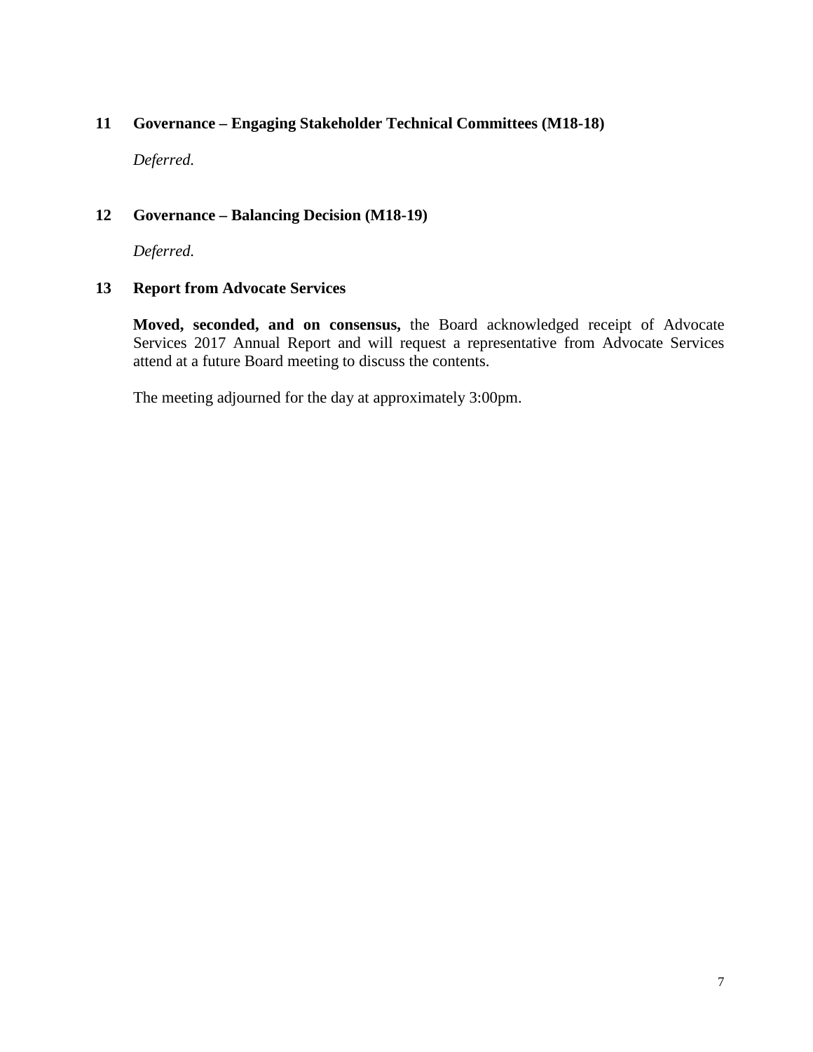## 11 Governance – Engaging Stakeholder Technical Committees (M18-18)

*Deferred.*

## 12 Governance – Balancing Decision (M18-19)

*Deferred.*

## 13 Report from Advocate Services

**Moved, seconded, and on consensus,** the Board acknowledged receipt of Advocate Services 2017 Annual Report and will request a representative from Advocate Services attend at a future Board meeting to discuss the contents.

The meeting adjourned for the day at approximately 3:00pm.